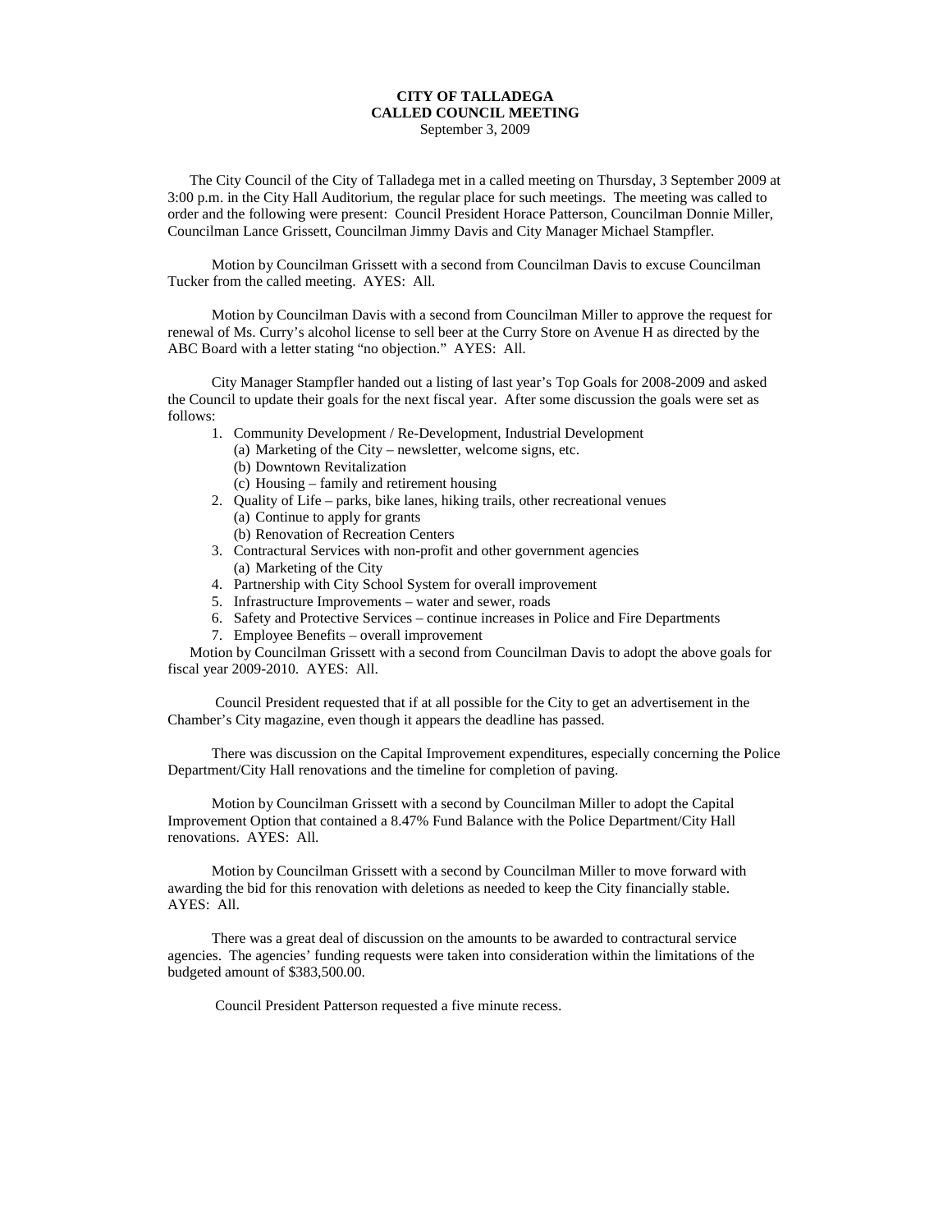# CITY OF TALLADEGA
## CALLED COUNCIL MEETING
September 3, 2009

The City Council of the City of Talladega met in a called meeting on Thursday, 3 September 2009 at 3:00 p.m. in the City Hall Auditorium, the regular place for such meetings. The meeting was called to order and the following were present: Council President Horace Patterson, Councilman Donnie Miller, Councilman Lance Grissett, Councilman Jimmy Davis and City Manager Michael Stampfler.

Motion by Councilman Grissett with a second from Councilman Davis to excuse Councilman Tucker from the called meeting. AYES: All.

Motion by Councilman Davis with a second from Councilman Miller to approve the request for renewal of Ms. Curry's alcohol license to sell beer at the Curry Store on Avenue H as directed by the ABC Board with a letter stating "no objection." AYES: All.

City Manager Stampfler handed out a listing of last year's Top Goals for 2008-2009 and asked the Council to update their goals for the next fiscal year. After some discussion the goals were set as follows:

1. Community Development / Re-Development, Industrial Development
   - (a) Marketing of the City – newsletter, welcome signs, etc.
   - (b) Downtown Revitalization
   - (c) Housing – family and retirement housing
2. Quality of Life – parks, bike lanes, hiking trails, other recreational venues
   - (a) Continue to apply for grants
   - (b) Renovation of Recreation Centers
3. Contractural Services with non-profit and other government agencies
   - (a) Marketing of the City
4. Partnership with City School System for overall improvement
5. Infrastructure Improvements – water and sewer, roads
6. Safety and Protective Services – continue increases in Police and Fire Departments
7. Employee Benefits – overall improvement

Motion by Councilman Grissett with a second from Councilman Davis to adopt the above goals for fiscal year 2009-2010. AYES: All.

Council President requested that if at all possible for the City to get an advertisement in the Chamber's City magazine, even though it appears the deadline has passed.

There was discussion on the Capital Improvement expenditures, especially concerning the Police Department/City Hall renovations and the timeline for completion of paving.

Motion by Councilman Grissett with a second by Councilman Miller to adopt the Capital Improvement Option that contained a 8.47% Fund Balance with the Police Department/City Hall renovations. AYES: All.

Motion by Councilman Grissett with a second by Councilman Miller to move forward with awarding the bid for this renovation with deletions as needed to keep the City financially stable. AYES: All.

There was a great deal of discussion on the amounts to be awarded to contractural service agencies. The agencies' funding requests were taken into consideration within the limitations of the budgeted amount of $383,500.00.

Council President Patterson requested a five minute recess.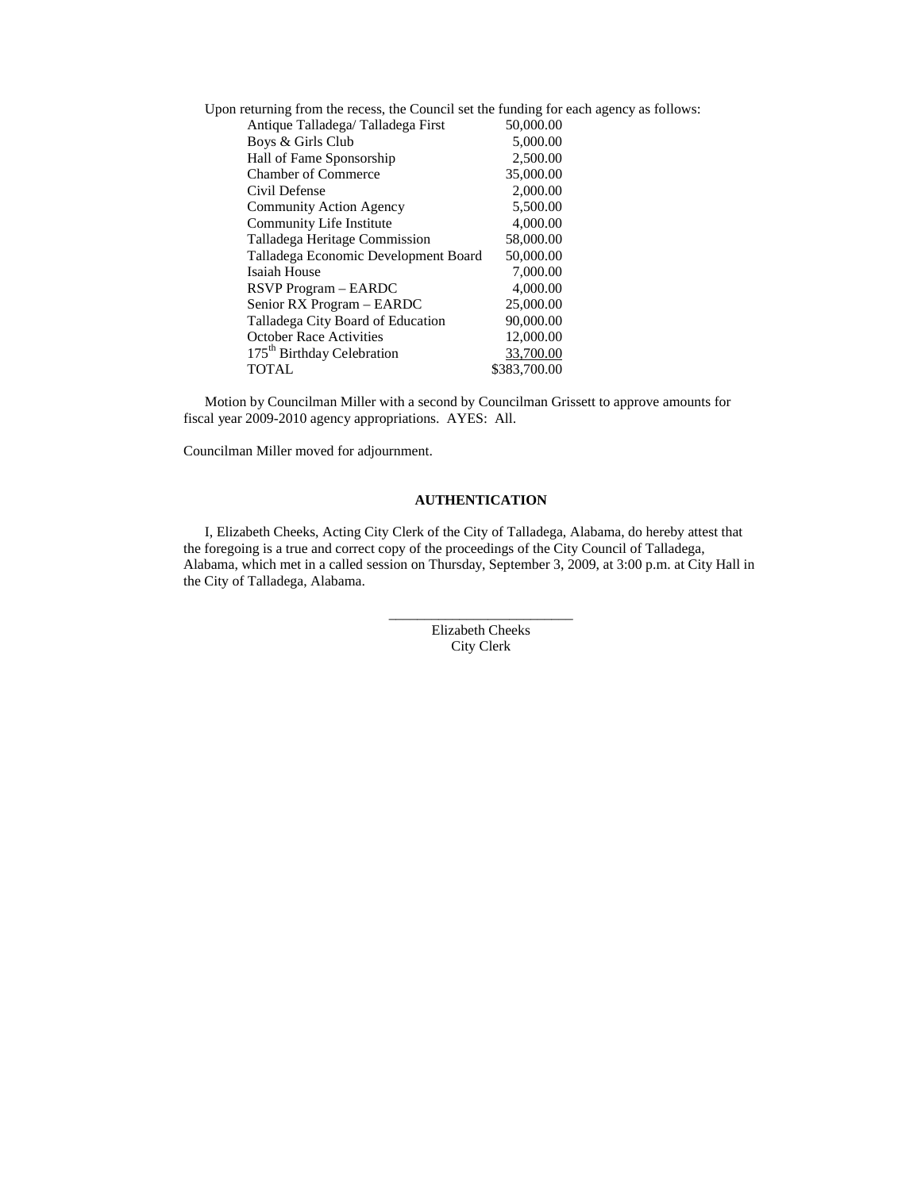Upon returning from the recess, the Council set the funding for each agency as follows:

| | |
|---|---|
| Antique Talladega/ Talladega First | 50,000.00 |
| Boys & Girls Club | 5,000.00 |
| Hall of Fame Sponsorship | 2,500.00 |
| Chamber of Commerce | 35,000.00 |
| Civil Defense | 2,000.00 |
| Community Action Agency | 5,500.00 |
| Community Life Institute | 4,000.00 |
| Talladega Heritage Commission | 58,000.00 |
| Talladega Economic Development Board | 50,000.00 |
| Isaiah House | 7,000.00 |
| RSVP Program – EARDC | 4,000.00 |
| Senior RX Program – EARDC | 25,000.00 |
| Talladega City Board of Education | 90,000.00 |
| October Race Activities | 12,000.00 |
| 175th Birthday Celebration | 33,700.00 |
| TOTAL | $383,700.00 |

Motion by Councilman Miller with a second by Councilman Grissett to approve amounts for fiscal year 2009-2010 agency appropriations. AYES: All.

Councilman Miller moved for adjournment.

**AUTHENTICATION**

I, Elizabeth Cheeks, Acting City Clerk of the City of Talladega, Alabama, do hereby attest that the foregoing is a true and correct copy of the proceedings of the City Council of Talladega, Alabama, which met in a called session on Thursday, September 3, 2009, at 3:00 p.m. at City Hall in the City of Talladega, Alabama.

\_\_\_\_\_\_\_\_\_\_\_\_\_\_\_\_\_\_\_\_\_\_\_\_\_\_

Elizabeth Cheeks
City Clerk